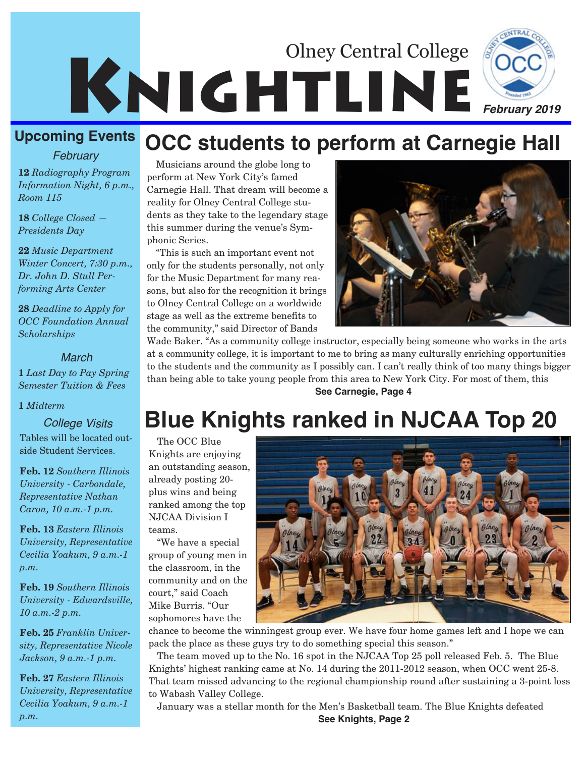# Olney Central College KNIGHTLINE

*February 2019*

## OCC students to perform at Carnegie Hall

Musicians around the globe long to perform at New York City's famed Carnegie Hall. That dream will become a reality for Olney Central College students as they take to the legendary stage this summer during the venue's Symphonic Series.

"This is such an important event not only for the students personally, not only for the Music Department for many reasons, but also for the recognition it brings to Olney Central College on a worldwide stage as well as the extreme benefits to the community," said Director of Bands Wade Baker. "As a community college instructor, especially being someone who works in the arts at a community college, it is important to me to bring as many culturally enriching opportunities to the students and the community as I possibly can. I can't really think of too many things bigger than being able to take young people from this area to New York City. For most of them, this

**See Carnegie, Page 4**

## Blue Knights ranked in NJCAA Top 20

The OCC Blue Knights are enjoying an outstanding season, already posting 20-plus wins and being ranked among the top NJCAA Division I teams.

"We have a special group of young men in the classroom, in the community and on the court," said Coach Mike Burris. "Our sophomores have the chance to become the winningest group ever. We have four home games left and I hope we can pack the place as these guys try to do something special this season."

The team moved up to the No. 16 spot in the NJCAA Top 25 poll released Feb. 5. The Blue Knights' highest ranking came at No. 14 during the 2011-2012 season, when OCC went 25-8. That team missed advancing to the regional championship round after sustaining a 3-point loss to Wabash Valley College.

January was a stellar month for the Men's Basketball team. The Blue Knights defeated

**See Knights, Page 2**

## Upcoming Events

### February

**12** *Radiography Program Information Night, 6 p.m., Room 115*

**18** *College Closed — Presidents Day*

**22** *Music Department Winter Concert, 7:30 p.m., Dr. John D. Stull Performing Arts Center*

**28** *Deadline to Apply for OCC Foundation Annual Scholarships*

### March

**1** *Last Day to Pay Spring Semester Tuition & Fees*

**1** *Midterm*

### College Visits

Tables will be located outside Student Services.

**Feb. 12** *Southern Illinois University - Carbondale, Representative Nathan Caron, 10 a.m.-1 p.m.*

**Feb. 13** *Eastern Illinois University, Representative Cecilia Yoakum, 9 a.m.-1 p.m.*

**Feb. 19** *Southern Illinois University - Edwardsville, 10 a.m.-2 p.m.*

**Feb. 25** *Franklin University, Representative Nicole Jackson, 9 a.m.-1 p.m.*

**Feb. 27** *Eastern Illinois University, Representative Cecilia Yoakum, 9 a.m.-1 p.m.*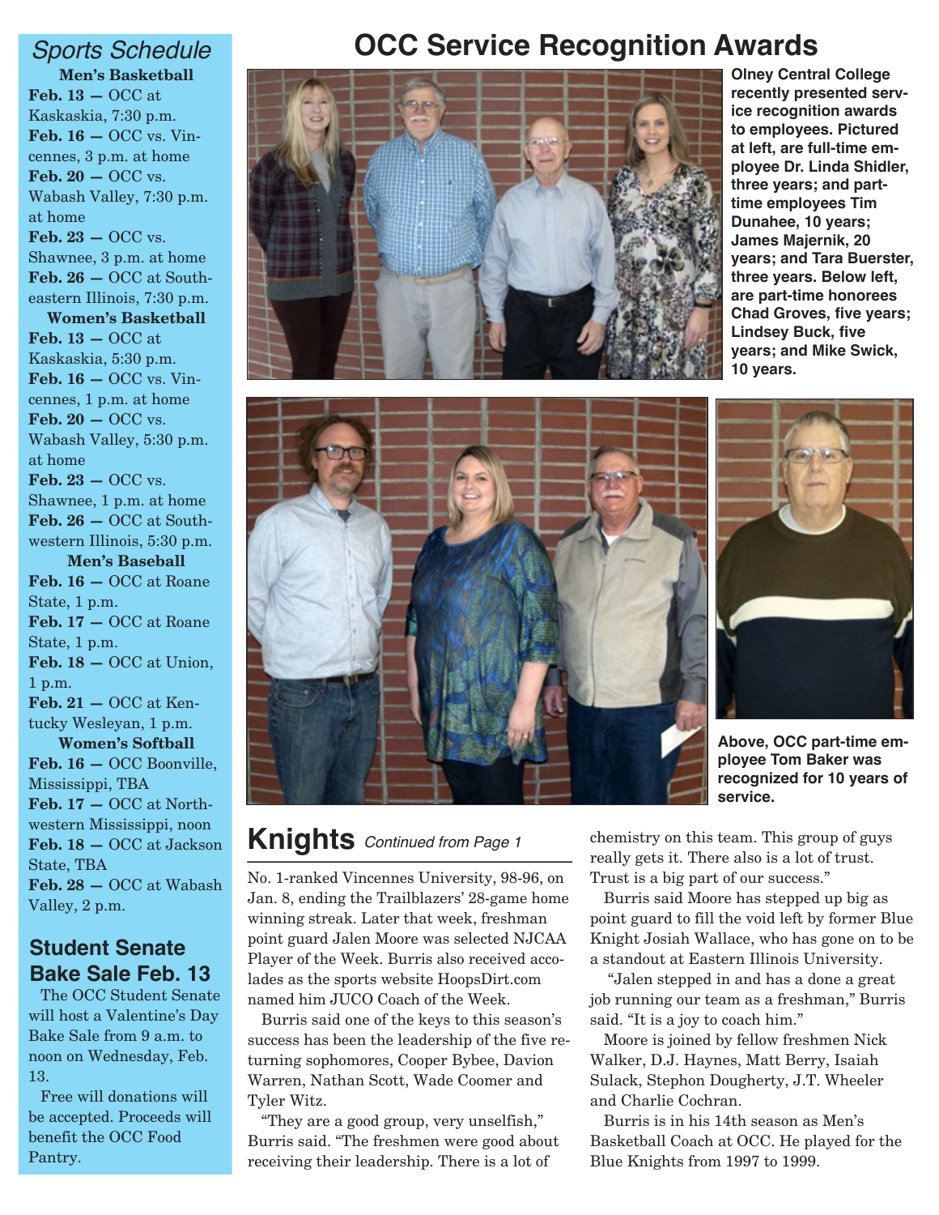## Sports Schedule

**Men's Basketball**

**Feb. 13 —** OCC at Kaskaskia, 7:30 p.m.
**Feb. 16 —** OCC vs. Vincennes, 3 p.m. at home
**Feb. 20 —** OCC vs. Wabash Valley, 7:30 p.m. at home
**Feb. 23 —** OCC vs. Shawnee, 3 p.m. at home
**Feb. 26 —** OCC at Southeastern Illinois, 7:30 p.m.

**Women's Basketball**

**Feb. 13 —** OCC at Kaskaskia, 5:30 p.m.
**Feb. 16 —** OCC vs. Vincennes, 1 p.m. at home
**Feb. 20 —** OCC vs. Wabash Valley, 5:30 p.m. at home
**Feb. 23 —** OCC vs. Shawnee, 1 p.m. at home
**Feb. 26 —** OCC at Southwestern Illinois, 5:30 p.m.

**Men's Baseball**

**Feb. 16 —** OCC at Roane State, 1 p.m.
**Feb. 17 —** OCC at Roane State, 1 p.m.
**Feb. 18 —** OCC at Union, 1 p.m.
**Feb. 21 —** OCC at Kentucky Wesleyan, 1 p.m.

**Women's Softball**

**Feb. 16 —** OCC Boonville, Mississippi, TBA
**Feb. 17 —** OCC at Northwestern Mississippi, noon
**Feb. 18 —** OCC at Jackson State, TBA
**Feb. 28 —** OCC at Wabash Valley, 2 p.m.

## Student Senate Bake Sale Feb. 13

The OCC Student Senate will host a Valentine's Day Bake Sale from 9 a.m. to noon on Wednesday, Feb. 13.

Free will donations will be accepted. Proceeds will benefit the OCC Food Pantry.

# OCC Service Recognition Awards

**Olney Central College recently presented service recognition awards to employees. Pictured at left, are full-time employee Dr. Linda Shidler, three years; and part-time employees Tim Dunahee, 10 years; James Majernik, 20 years; and Tara Buerster, three years. Below left, are part-time honorees Chad Groves, five years; Lindsey Buck, five years; and Mike Swick, 10 years.**

**Above, OCC part-time employee Tom Baker was recognized for 10 years of service.**

## Knights *Continued from Page 1*

No. 1-ranked Vincennes University, 98-96, on Jan. 8, ending the Trailblazers' 28-game home winning streak. Later that week, freshman point guard Jalen Moore was selected NJCAA Player of the Week. Burris also received accolades as the sports website HoopsDirt.com named him JUCO Coach of the Week.

Burris said one of the keys to this season's success has been the leadership of the five returning sophomores, Cooper Bybee, Davion Warren, Nathan Scott, Wade Coomer and Tyler Witz.

"They are a good group, very unselfish," Burris said. "The freshmen were good about receiving their leadership. There is a lot of chemistry on this team. This group of guys really gets it. There also is a lot of trust. Trust is a big part of our success."

Burris said Moore has stepped up big as point guard to fill the void left by former Blue Knight Josiah Wallace, who has gone on to be a standout at Eastern Illinois University.

"Jalen stepped in and has a done a great job running our team as a freshman," Burris said. "It is a joy to coach him."

Moore is joined by fellow freshmen Nick Walker, D.J. Haynes, Matt Berry, Isaiah Sulack, Stephon Dougherty, J.T. Wheeler and Charlie Cochran.

Burris is in his 14th season as Men's Basketball Coach at OCC. He played for the Blue Knights from 1997 to 1999.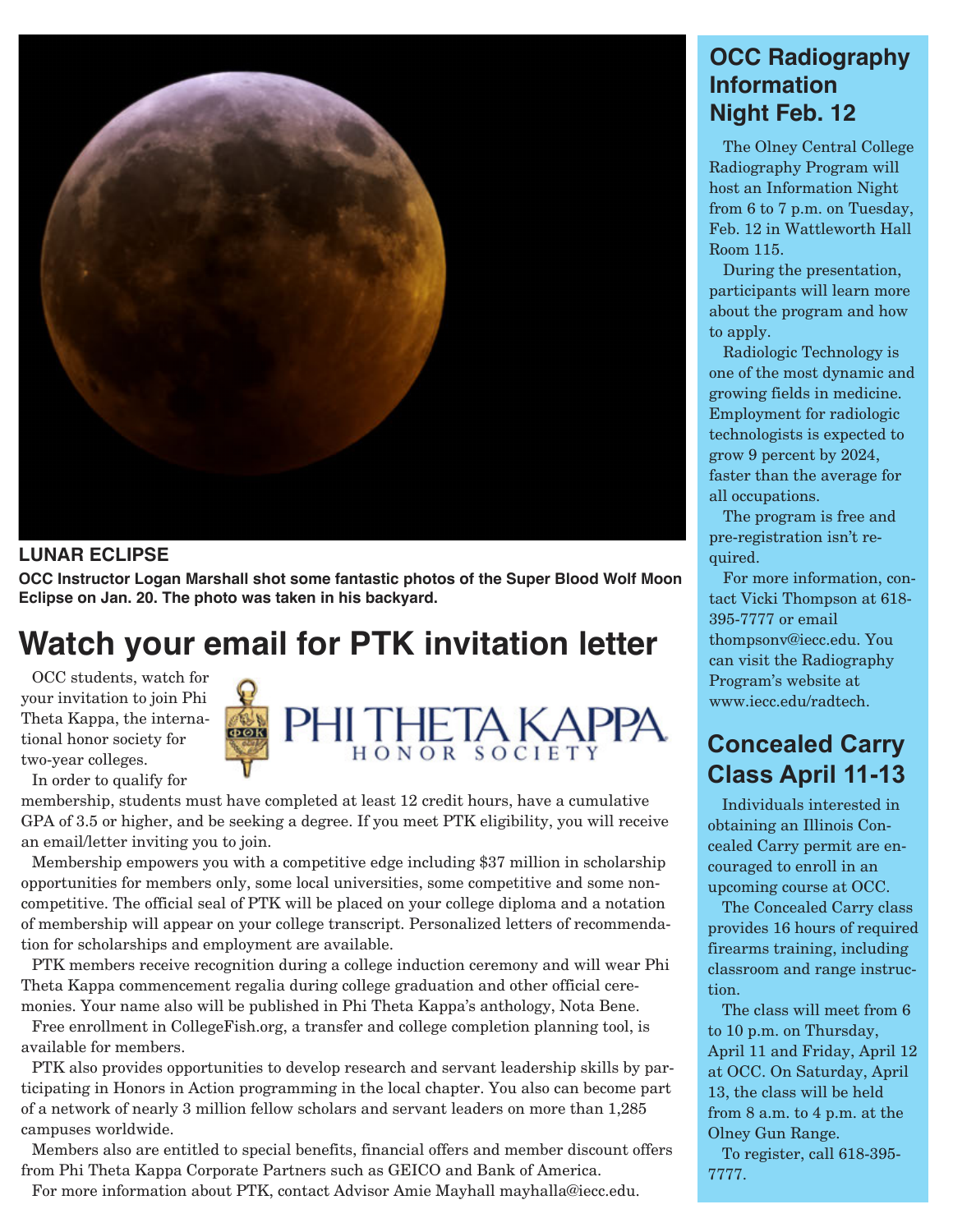**LUNAR ECLIPSE**

**OCC Instructor Logan Marshall shot some fantastic photos of the Super Blood Wolf Moon Eclipse on Jan. 20. The photo was taken in his backyard.**

# Watch your email for PTK invitation letter

OCC students, watch for your invitation to join Phi Theta Kappa, the international honor society for two-year colleges.

In order to qualify for membership, students must have completed at least 12 credit hours, have a cumulative GPA of 3.5 or higher, and be seeking a degree. If you meet PTK eligibility, you will receive an email/letter inviting you to join.

Membership empowers you with a competitive edge including $37 million in scholarship opportunities for members only, some local universities, some competitive and some non-competitive. The official seal of PTK will be placed on your college diploma and a notation of membership will appear on your college transcript. Personalized letters of recommendation for scholarships and employment are available.

PTK members receive recognition during a college induction ceremony and will wear Phi Theta Kappa commencement regalia during college graduation and other official ceremonies. Your name also will be published in Phi Theta Kappa's anthology, Nota Bene.

Free enrollment in CollegeFish.org, a transfer and college completion planning tool, is available for members.

PTK also provides opportunities to develop research and servant leadership skills by participating in Honors in Action programming in the local chapter. You also can become part of a network of nearly 3 million fellow scholars and servant leaders on more than 1,285 campuses worldwide.

Members also are entitled to special benefits, financial offers and member discount offers from Phi Theta Kappa Corporate Partners such as GEICO and Bank of America.

For more information about PTK, contact Advisor Amie Mayhall mayhalla@iecc.edu.

## OCC Radiography Information Night Feb. 12

The Olney Central College Radiography Program will host an Information Night from 6 to 7 p.m. on Tuesday, Feb. 12 in Wattleworth Hall Room 115.

During the presentation, participants will learn more about the program and how to apply.

Radiologic Technology is one of the most dynamic and growing fields in medicine. Employment for radiologic technologists is expected to grow 9 percent by 2024, faster than the average for all occupations.

The program is free and pre-registration isn't required.

For more information, contact Vicki Thompson at 618-395-7777 or email thompsonv@iecc.edu. You can visit the Radiography Program's website at www.iecc.edu/radtech.

## Concealed Carry Class April 11-13

Individuals interested in obtaining an Illinois Concealed Carry permit are encouraged to enroll in an upcoming course at OCC.

The Concealed Carry class provides 16 hours of required firearms training, including classroom and range instruction.

The class will meet from 6 to 10 p.m. on Thursday, April 11 and Friday, April 12 at OCC. On Saturday, April 13, the class will be held from 8 a.m. to 4 p.m. at the Olney Gun Range.

To register, call 618-395-7777.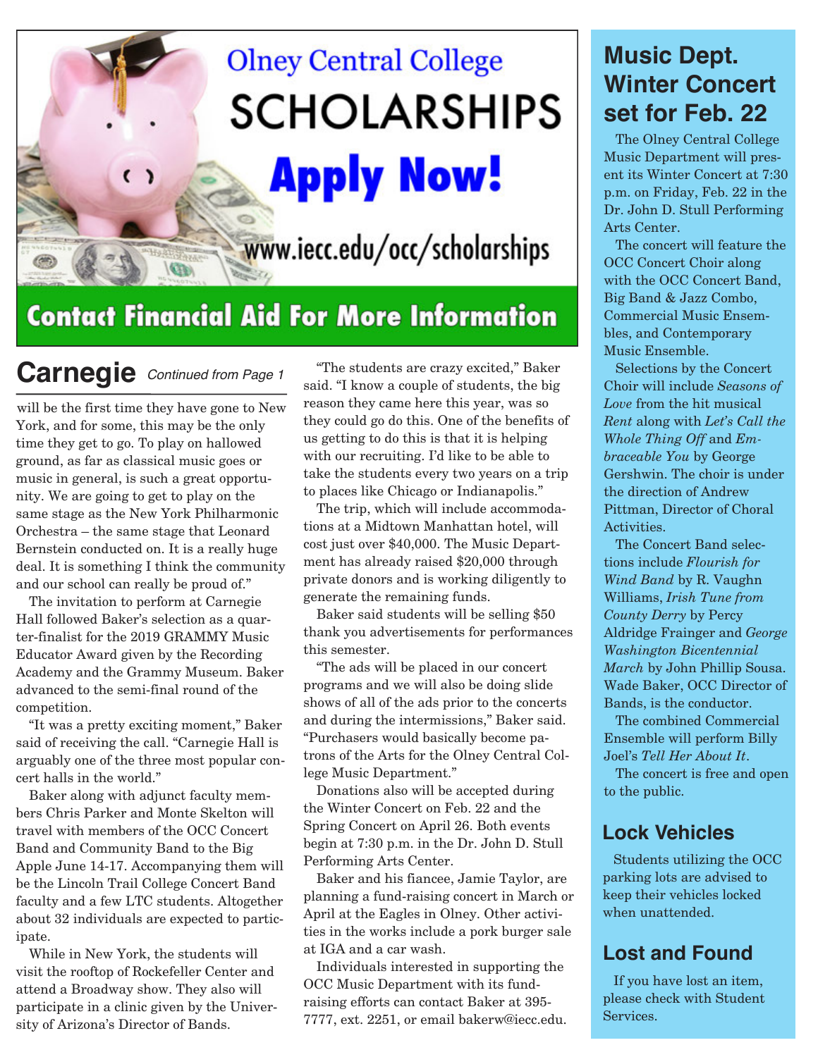# Olney Central College SCHOLARSHIPS

## Apply Now!

www.iecc.edu/occ/scholarships

**Contact Financial Aid For More Information**

## Carnegie *Continued from Page 1*

will be the first time they have gone to New York, and for some, this may be the only time they get to go. To play on hallowed ground, as far as classical music goes or music in general, is such a great opportunity. We are going to get to play on the same stage as the New York Philharmonic Orchestra – the same stage that Leonard Bernstein conducted on. It is a really huge deal. It is something I think the community and our school can really be proud of."

The invitation to perform at Carnegie Hall followed Baker's selection as a quarter-finalist for the 2019 GRAMMY Music Educator Award given by the Recording Academy and the Grammy Museum. Baker advanced to the semi-final round of the competition.

"It was a pretty exciting moment," Baker said of receiving the call. "Carnegie Hall is arguably one of the three most popular concert halls in the world."

Baker along with adjunct faculty members Chris Parker and Monte Skelton will travel with members of the OCC Concert Band and Community Band to the Big Apple June 14-17. Accompanying them will be the Lincoln Trail College Concert Band faculty and a few LTC students. Altogether about 32 individuals are expected to participate.

While in New York, the students will visit the rooftop of Rockefeller Center and attend a Broadway show. They also will participate in a clinic given by the University of Arizona's Director of Bands.

"The students are crazy excited," Baker said. "I know a couple of students, the big reason they came here this year, was so they could go do this. One of the benefits of us getting to do this is that it is helping with our recruiting. I'd like to be able to take the students every two years on a trip to places like Chicago or Indianapolis."

The trip, which will include accommodations at a Midtown Manhattan hotel, will cost just over $40,000. The Music Department has already raised $20,000 through private donors and is working diligently to generate the remaining funds.

Baker said students will be selling $50 thank you advertisements for performances this semester.

"The ads will be placed in our concert programs and we will also be doing slide shows of all of the ads prior to the concerts and during the intermissions," Baker said. "Purchasers would basically become patrons of the Arts for the Olney Central College Music Department."

Donations also will be accepted during the Winter Concert on Feb. 22 and the Spring Concert on April 26. Both events begin at 7:30 p.m. in the Dr. John D. Stull Performing Arts Center.

Baker and his fiancee, Jamie Taylor, are planning a fund-raising concert in March or April at the Eagles in Olney. Other activities in the works include a pork burger sale at IGA and a car wash.

Individuals interested in supporting the OCC Music Department with its fund-raising efforts can contact Baker at 395-7777, ext. 2251, or email bakerw@iecc.edu.

## Music Dept. Winter Concert set for Feb. 22

The Olney Central College Music Department will present its Winter Concert at 7:30 p.m. on Friday, Feb. 22 in the Dr. John D. Stull Performing Arts Center.

The concert will feature the OCC Concert Choir along with the OCC Concert Band, Big Band & Jazz Combo, Commercial Music Ensembles, and Contemporary Music Ensemble.

Selections by the Concert Choir will include *Seasons of Love* from the hit musical *Rent* along with *Let's Call the Whole Thing Off* and *Embraceable You* by George Gershwin. The choir is under the direction of Andrew Pittman, Director of Choral Activities.

The Concert Band selections include *Flourish for Wind Band* by R. Vaughn Williams, *Irish Tune from County Derry* by Percy Aldridge Frainger and *George Washington Bicentennial March* by John Phillip Sousa. Wade Baker, OCC Director of Bands, is the conductor.

The combined Commercial Ensemble will perform Billy Joel's *Tell Her About It*.

The concert is free and open to the public.

## Lock Vehicles

Students utilizing the OCC parking lots are advised to keep their vehicles locked when unattended.

## Lost and Found

If you have lost an item, please check with Student Services.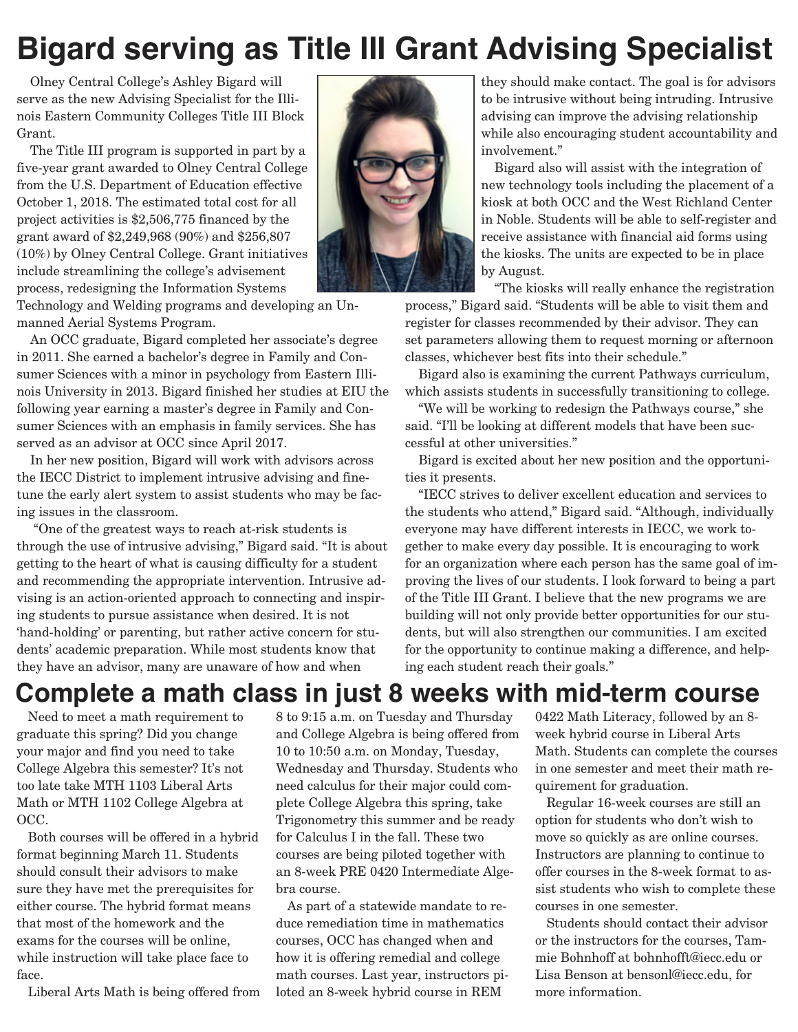# Bigard serving as Title III Grant Advising Specialist

Olney Central College's Ashley Bigard will serve as the new Advising Specialist for the Illinois Eastern Community Colleges Title III Block Grant.

The Title III program is supported in part by a five-year grant awarded to Olney Central College from the U.S. Department of Education effective October 1, 2018. The estimated total cost for all project activities is $2,506,775 financed by the grant award of $2,249,968 (90%) and $256,807 (10%) by Olney Central College. Grant initiatives include streamlining the college's advisement process, redesigning the Information Systems Technology and Welding programs and developing an Unmanned Aerial Systems Program.

An OCC graduate, Bigard completed her associate's degree in 2011. She earned a bachelor's degree in Family and Consumer Sciences with a minor in psychology from Eastern Illinois University in 2013. Bigard finished her studies at EIU the following year earning a master's degree in Family and Consumer Sciences with an emphasis in family services. She has served as an advisor at OCC since April 2017.

In her new position, Bigard will work with advisors across the IECC District to implement intrusive advising and fine-tune the early alert system to assist students who may be facing issues in the classroom.

"One of the greatest ways to reach at-risk students is through the use of intrusive advising," Bigard said. "It is about getting to the heart of what is causing difficulty for a student and recommending the appropriate intervention. Intrusive advising is an action-oriented approach to connecting and inspiring students to pursue assistance when desired. It is not 'hand-holding' or parenting, but rather active concern for students' academic preparation. While most students know that they have an advisor, many are unaware of how and when they should make contact. The goal is for advisors to be intrusive without being intruding. Intrusive advising can improve the advising relationship while also encouraging student accountability and involvement."

Bigard also will assist with the integration of new technology tools including the placement of a kiosk at both OCC and the West Richland Center in Noble. Students will be able to self-register and receive assistance with financial aid forms using the kiosks. The units are expected to be in place by August.

"The kiosks will really enhance the registration process," Bigard said. "Students will be able to visit them and register for classes recommended by their advisor. They can set parameters allowing them to request morning or afternoon classes, whichever best fits into their schedule."

Bigard also is examining the current Pathways curriculum, which assists students in successfully transitioning to college.

"We will be working to redesign the Pathways course," she said. "I'll be looking at different models that have been successful at other universities."

Bigard is excited about her new position and the opportunities it presents.

"IECC strives to deliver excellent education and services to the students who attend," Bigard said. "Although, individually everyone may have different interests in IECC, we work together to make every day possible. It is encouraging to work for an organization where each person has the same goal of improving the lives of our students. I look forward to being a part of the Title III Grant. I believe that the new programs we are building will not only provide better opportunities for our students, but will also strengthen our communities. I am excited for the opportunity to continue making a difference, and helping each student reach their goals."

# Complete a math class in just 8 weeks with mid-term course

Need to meet a math requirement to graduate this spring? Did you change your major and find you need to take College Algebra this semester? It's not too late take MTH 1103 Liberal Arts Math or MTH 1102 College Algebra at OCC.

Both courses will be offered in a hybrid format beginning March 11. Students should consult their advisors to make sure they have met the prerequisites for either course. The hybrid format means that most of the homework and the exams for the courses will be online, while instruction will take place face to face.

Liberal Arts Math is being offered from 8 to 9:15 a.m. on Tuesday and Thursday and College Algebra is being offered from 10 to 10:50 a.m. on Monday, Tuesday, Wednesday and Thursday. Students who need calculus for their major could complete College Algebra this spring, take Trigonometry this summer and be ready for Calculus I in the fall. These two courses are being piloted together with an 8-week PRE 0420 Intermediate Algebra course.

As part of a statewide mandate to reduce remediation time in mathematics courses, OCC has changed when and how it is offering remedial and college math courses. Last year, instructors piloted an 8-week hybrid course in REM 0422 Math Literacy, followed by an 8-week hybrid course in Liberal Arts Math. Students can complete the courses in one semester and meet their math requirement for graduation.

Regular 16-week courses are still an option for students who don't wish to move so quickly as are online courses. Instructors are planning to continue to offer courses in the 8-week format to assist students who wish to complete these courses in one semester.

Students should contact their advisor or the instructors for the courses, Tammie Bohnhoff at bohnhofft@iecc.edu or Lisa Benson at bensonl@iecc.edu, for more information.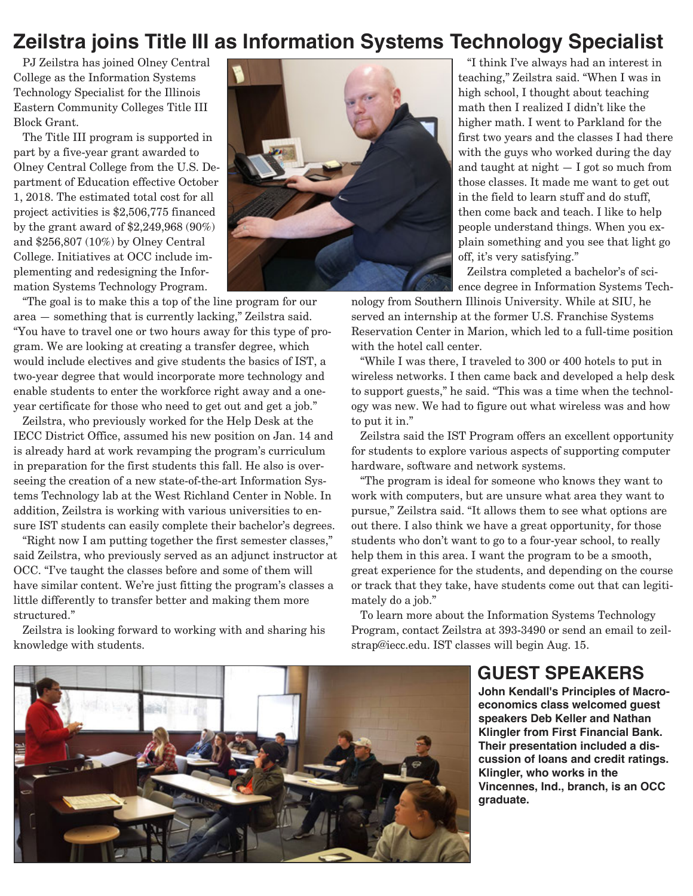# Zeilstra joins Title III as Information Systems Technology Specialist

PJ Zeilstra has joined Olney Central College as the Information Systems Technology Specialist for the Illinois Eastern Community Colleges Title III Block Grant.

The Title III program is supported in part by a five-year grant awarded to Olney Central College from the U.S. Department of Education effective October 1, 2018. The estimated total cost for all project activities is $2,506,775 financed by the grant award of $2,249,968 (90%) and $256,807 (10%) by Olney Central College. Initiatives at OCC include implementing and redesigning the Information Systems Technology Program.

"The goal is to make this a top of the line program for our area — something that is currently lacking," Zeilstra said. "You have to travel one or two hours away for this type of program. We are looking at creating a transfer degree, which would include electives and give students the basics of IST, a two-year degree that would incorporate more technology and enable students to enter the workforce right away and a one-year certificate for those who need to get out and get a job."

Zeilstra, who previously worked for the Help Desk at the IECC District Office, assumed his new position on Jan. 14 and is already hard at work revamping the program's curriculum in preparation for the first students this fall. He also is overseeing the creation of a new state-of-the-art Information Systems Technology lab at the West Richland Center in Noble. In addition, Zeilstra is working with various universities to ensure IST students can easily complete their bachelor's degrees.

"Right now I am putting together the first semester classes," said Zeilstra, who previously served as an adjunct instructor at OCC. "I've taught the classes before and some of them will have similar content. We're just fitting the program's classes a little differently to transfer better and making them more structured."

Zeilstra is looking forward to working with and sharing his knowledge with students.

"I think I've always had an interest in teaching," Zeilstra said. "When I was in high school, I thought about teaching math then I realized I didn't like the higher math. I went to Parkland for the first two years and the classes I had there with the guys who worked during the day and taught at night — I got so much from those classes. It made me want to get out in the field to learn stuff and do stuff, then come back and teach. I like to help people understand things. When you explain something and you see that light go off, it's very satisfying."

Zeilstra completed a bachelor's of science degree in Information Systems Technology from Southern Illinois University. While at SIU, he served an internship at the former U.S. Franchise Systems Reservation Center in Marion, which led to a full-time position with the hotel call center.

"While I was there, I traveled to 300 or 400 hotels to put in wireless networks. I then came back and developed a help desk to support guests," he said. "This was a time when the technology was new. We had to figure out what wireless was and how to put it in."

Zeilstra said the IST Program offers an excellent opportunity for students to explore various aspects of supporting computer hardware, software and network systems.

"The program is ideal for someone who knows they want to work with computers, but are unsure what area they want to pursue," Zeilstra said. "It allows them to see what options are out there. I also think we have a great opportunity, for those students who don't want to go to a four-year school, to really help them in this area. I want the program to be a smooth, great experience for the students, and depending on the course or track that they take, have students come out that can legitimately do a job."

To learn more about the Information Systems Technology Program, contact Zeilstra at 393-3490 or send an email to zeilstrap@iecc.edu. IST classes will begin Aug. 15.

## GUEST SPEAKERS

**John Kendall's Principles of Macroeconomics class welcomed guest speakers Deb Keller and Nathan Klingler from First Financial Bank. Their presentation included a discussion of loans and credit ratings. Klingler, who works in the Vincennes, Ind., branch, is an OCC graduate.**